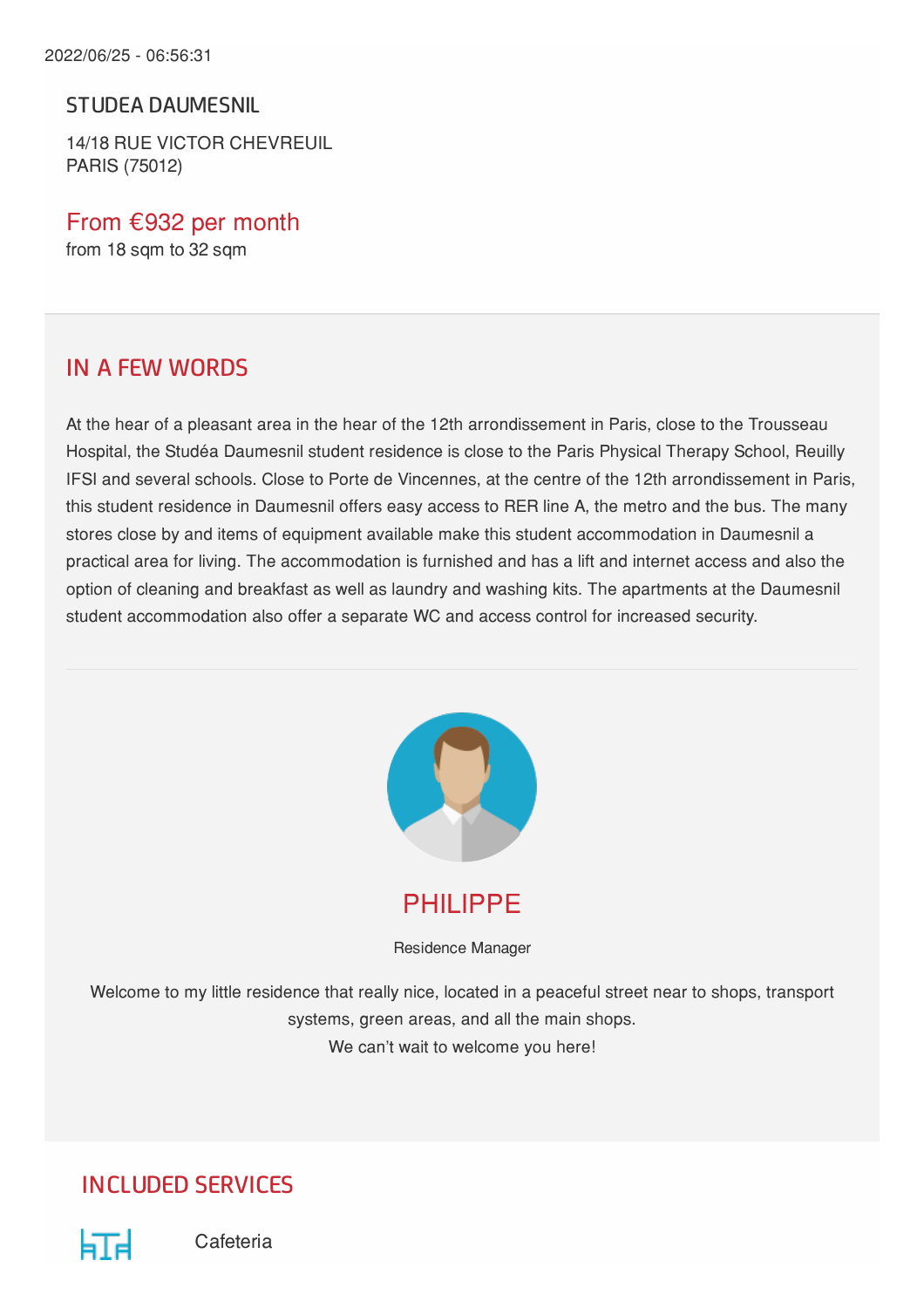2022/06/25 - 06:56:31

## STUDEA DAUMESNIL

14/18 RUE VICTOR CHEVREUIL
PARIS (75012)

From €932 per month
from 18 sqm to 32 sqm

## IN A FEW WORDS

At the hear of a pleasant area in the hear of the 12th arrondissement in Paris, close to the Trousseau Hospital, the Studéa Daumesnil student residence is close to the Paris Physical Therapy School, Reuilly IFSI and several schools. Close to Porte de Vincennes, at the centre of the 12th arrondissement in Paris, this student residence in Daumesnil offers easy access to RER line A, the metro and the bus. The many stores close by and items of equipment available make this student accommodation in Daumesnil a practical area for living. The accommodation is furnished and has a lift and internet access and also the option of cleaning and breakfast as well as laundry and washing kits. The apartments at the Daumesnil student accommodation also offer a separate WC and access control for increased security.

### PHILIPPE

Residence Manager

Welcome to my little residence that really nice, located in a peaceful street near to shops, transport systems, green areas, and all the main shops.
We can't wait to welcome you here!

## INCLUDED SERVICES

Cafeteria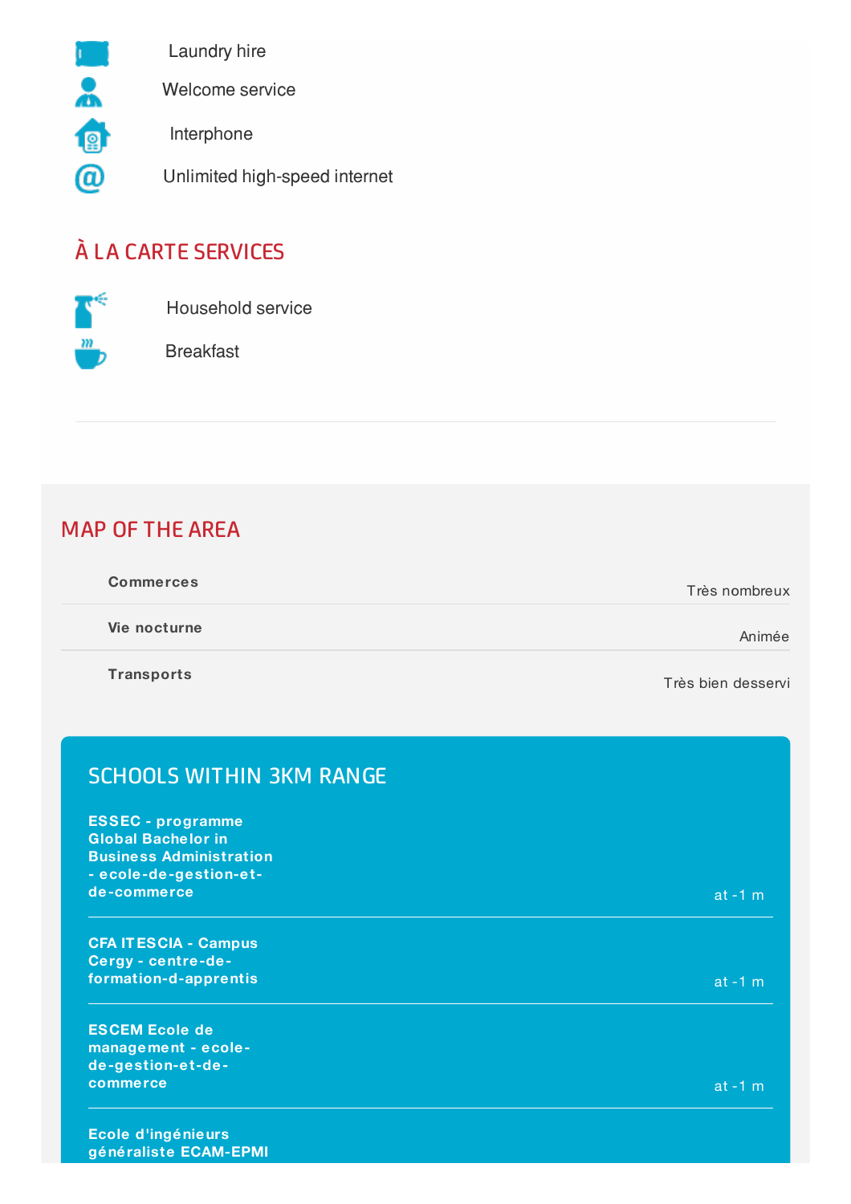- Laundry hire
- Welcome service
- Interphone
- Unlimited high-speed internet

## À LA CARTE SERVICES

- Household service
- Breakfast

## MAP OF THE AREA

| | |
|---|---|
| **Commerces** | Très nombreux |
| **Vie nocturne** | Animée |
| **Transports** | Très bien desservi |

## SCHOOLS WITHIN 3KM RANGE

| | |
|---|---|
| **ESSEC - programme Global Bachelor in Business Administration - ecole-de-gestion-et-de-commerce** | at -1 m |
| **CFA ITESCIA - Campus Cergy - centre-de-formation-d-apprentis** | at -1 m |
| **ESCEM Ecole de management - ecole-de-gestion-et-de-commerce** | at -1 m |
| **Ecole d'ingénieurs généraliste ECAM-EPMI** | |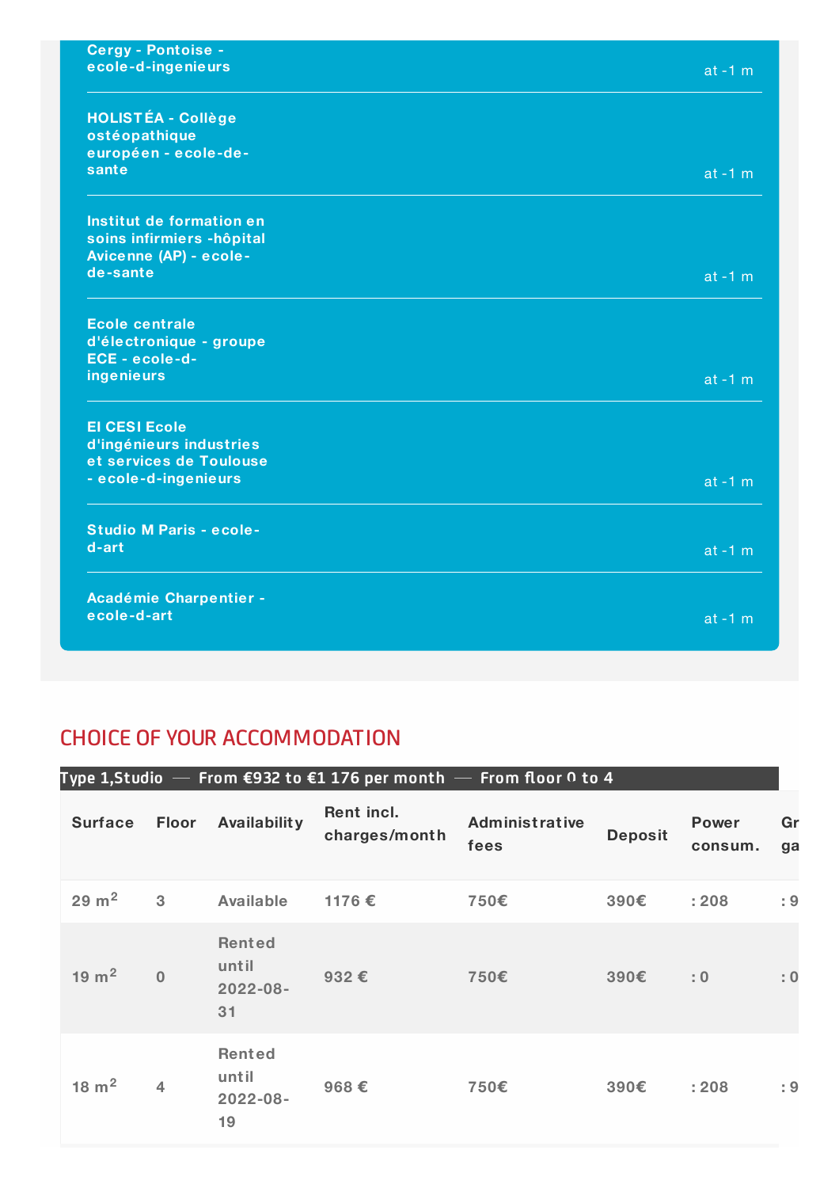| | |
|---|---|
| Cergy - Pontoise - ecole-d-ingenieurs | at -1 m |
| HOLISTÉA - Collège ostéopathique européen - ecole-de-sante | at -1 m |
| Institut de formation en soins infirmiers -hôpital Avicenne (AP) - ecole-de-sante | at -1 m |
| Ecole centrale d'électronique - groupe ECE - ecole-d-ingenieurs | at -1 m |
| EI CESI Ecole d'ingénieurs industries et services de Toulouse - ecole-d-ingenieurs | at -1 m |
| Studio M Paris - ecole-d-art | at -1 m |
| Académie Charpentier - ecole-d-art | at -1 m |

## CHOICE OF YOUR ACCOMMODATION

**Type 1,Studio — From €932 to €1 176 per month — From floor 0 to 4**

| Surface | Floor | Availability | Rent incl. charges/month | Administrative fees | Deposit | Power consum. | Gr ga |
|---|---|---|---|---|---|---|---|
| 29 m² | 3 | Available | 1176 € | 750€ | 390€ | : 208 | : 9 |
| 19 m² | 0 | Rented until 2022-08-31 | 932 € | 750€ | 390€ | : 0 | : 0 |
| 18 m² | 4 | Rented until 2022-08-19 | 968 € | 750€ | 390€ | : 208 | : 9 |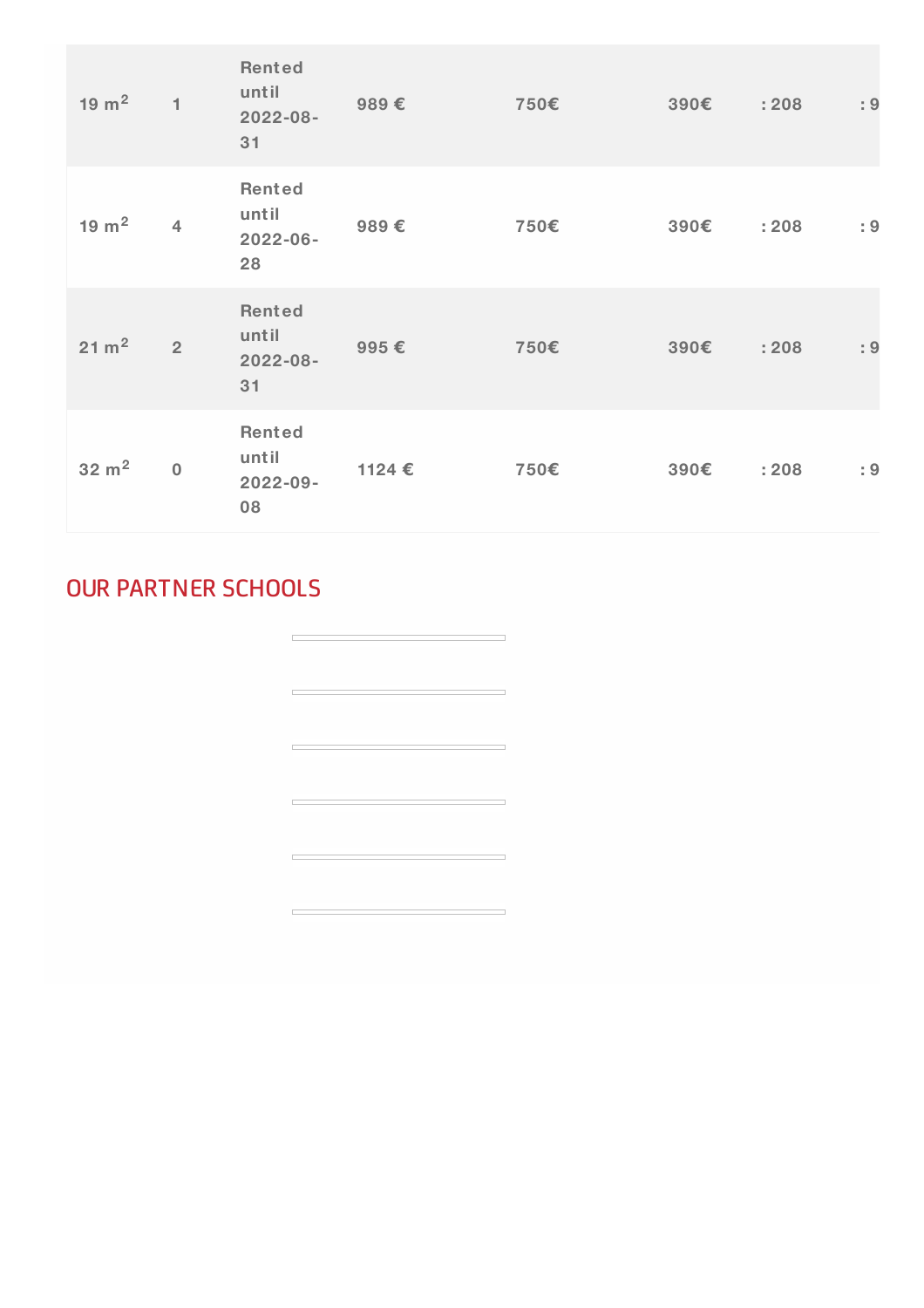| | | | | | | | |
|---|---|---|---|---|---|---|---|
| 19 $m^2$ | 1 | Rented until 2022-08-31 | 989 € | 750€ | 390€ | : 208 | : 9 |
| 19 $m^2$ | 4 | Rented until 2022-06-28 | 989 € | 750€ | 390€ | : 208 | : 9 |
| 21 $m^2$ | 2 | Rented until 2022-08-31 | 995 € | 750€ | 390€ | : 208 | : 9 |
| 32 $m^2$ | 0 | Rented until 2022-09-08 | 1124 € | 750€ | 390€ | : 208 | : 9 |

## OUR PARTNER SCHOOLS